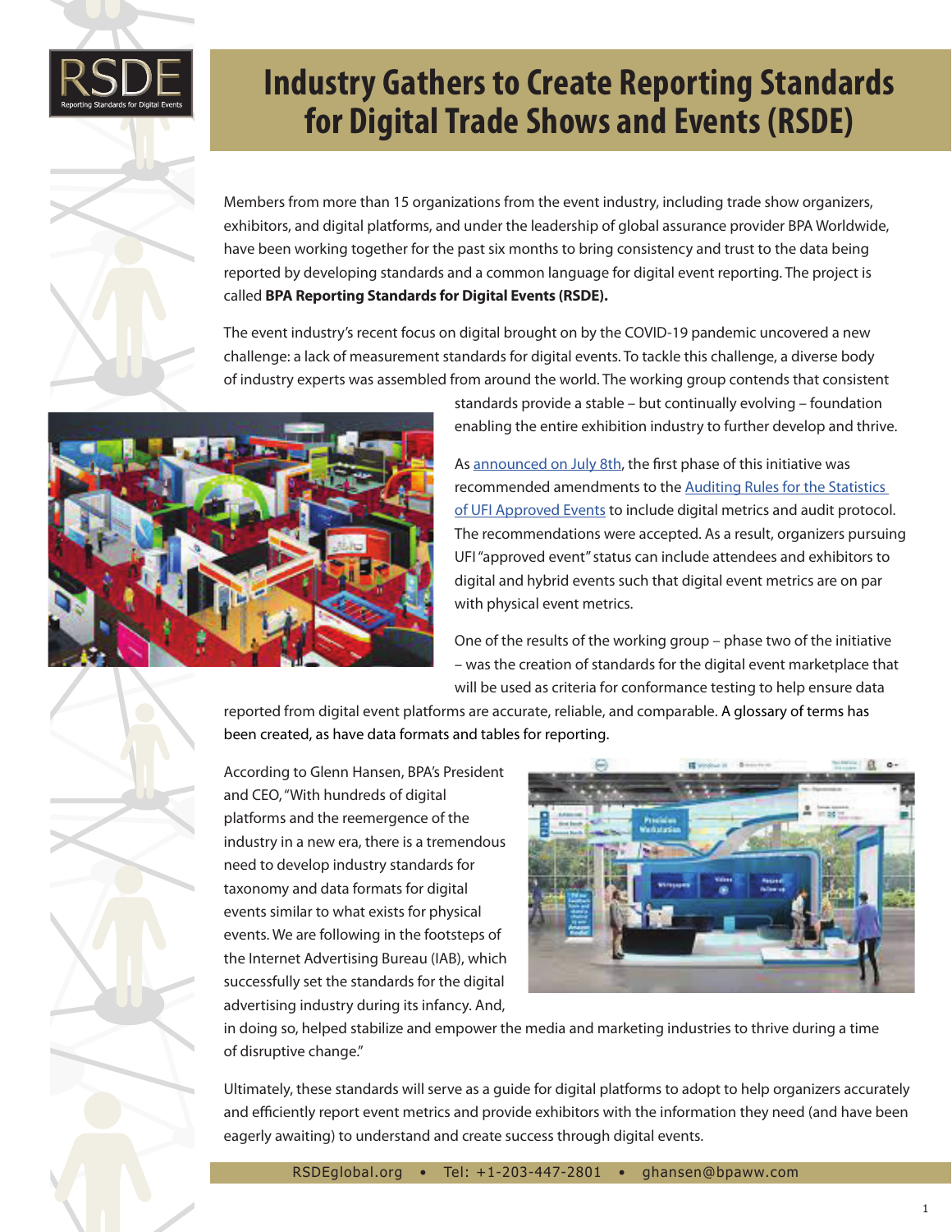# Industry Gathers to Create Reporting Standards for Digital Trade Shows and Events (RSDE)

Members from more than 15 organizations from the event industry, including trade show organizers, exhibitors, and digital platforms, and under the leadership of global assurance provider BPA Worldwide, have been working together for the past six months to bring consistency and trust to the data being reported by developing standards and a common language for digital event reporting. The project is called **BPA Reporting Standards for Digital Events (RSDE).**

The event industry's recent focus on digital brought on by the COVID-19 pandemic uncovered a new challenge: a lack of measurement standards for digital events. To tackle this challenge, a diverse body of industry experts was assembled from around the world. The working group contends that consistent standards provide a stable – but continually evolving – foundation enabling the entire exhibition industry to further develop and thrive.

As announced on July 8th, the first phase of this initiative was recommended amendments to the Auditing Rules for the Statistics of UFI Approved Events to include digital metrics and audit protocol. The recommendations were accepted. As a result, organizers pursuing UFI "approved event" status can include attendees and exhibitors to digital and hybrid events such that digital event metrics are on par with physical event metrics.

One of the results of the working group – phase two of the initiative – was the creation of standards for the digital event marketplace that will be used as criteria for conformance testing to help ensure data reported from digital event platforms are accurate, reliable, and comparable. A glossary of terms has been created, as have data formats and tables for reporting.

According to Glenn Hansen, BPA's President and CEO, "With hundreds of digital platforms and the reemergence of the industry in a new era, there is a tremendous need to develop industry standards for taxonomy and data formats for digital events similar to what exists for physical events. We are following in the footsteps of the Internet Advertising Bureau (IAB), which successfully set the standards for the digital advertising industry during its infancy. And, in doing so, helped stabilize and empower the media and marketing industries to thrive during a time of disruptive change."

Ultimately, these standards will serve as a guide for digital platforms to adopt to help organizers accurately and efficiently report event metrics and provide exhibitors with the information they need (and have been eagerly awaiting) to understand and create success through digital events.

RSDEglobal.org • Tel: +1-203-447-2801 • ghansen@bpaww.com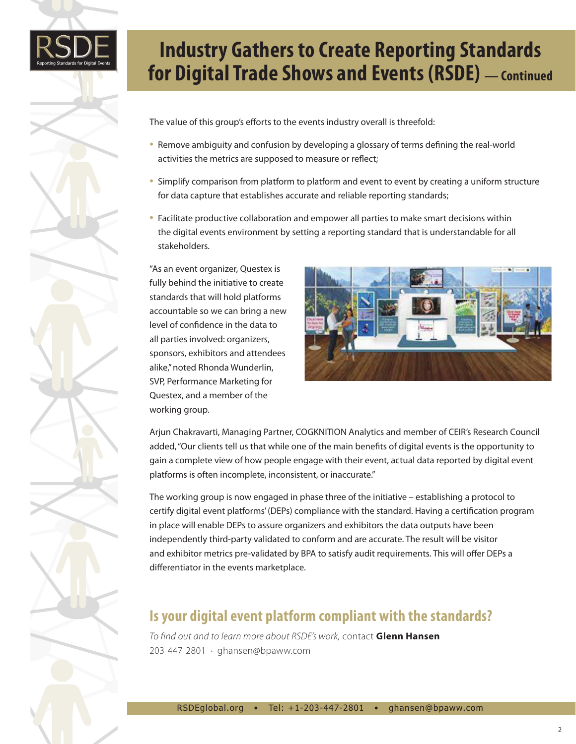# Industry Gathers to Create Reporting Standards for Digital Trade Shows and Events (RSDE) — Continued

The value of this group's efforts to the events industry overall is threefold:

- Remove ambiguity and confusion by developing a glossary of terms defining the real-world activities the metrics are supposed to measure or reflect;
- Simplify comparison from platform to platform and event to event by creating a uniform structure for data capture that establishes accurate and reliable reporting standards;
- Facilitate productive collaboration and empower all parties to make smart decisions within the digital events environment by setting a reporting standard that is understandable for all stakeholders.

"As an event organizer, Questex is fully behind the initiative to create standards that will hold platforms accountable so we can bring a new level of confidence in the data to all parties involved: organizers, sponsors, exhibitors and attendees alike," noted Rhonda Wunderlin, SVP, Performance Marketing for Questex, and a member of the working group.

Arjun Chakravarti, Managing Partner, COGKNITION Analytics and member of CEIR's Research Council added, "Our clients tell us that while one of the main benefits of digital events is the opportunity to gain a complete view of how people engage with their event, actual data reported by digital event platforms is often incomplete, inconsistent, or inaccurate."

The working group is now engaged in phase three of the initiative – establishing a protocol to certify digital event platforms' (DEPs) compliance with the standard. Having a certification program in place will enable DEPs to assure organizers and exhibitors the data outputs have been independently third-party validated to conform and are accurate. The result will be visitor and exhibitor metrics pre-validated by BPA to satisfy audit requirements. This will offer DEPs a differentiator in the events marketplace.

## Is your digital event platform compliant with the standards?

*To find out and to learn more about RSDE's work,* contact **Glenn Hansen**
203-447-2801 • ghansen@bpaww.com

RSDEglobal.org • Tel: +1-203-447-2801 • ghansen@bpaww.com